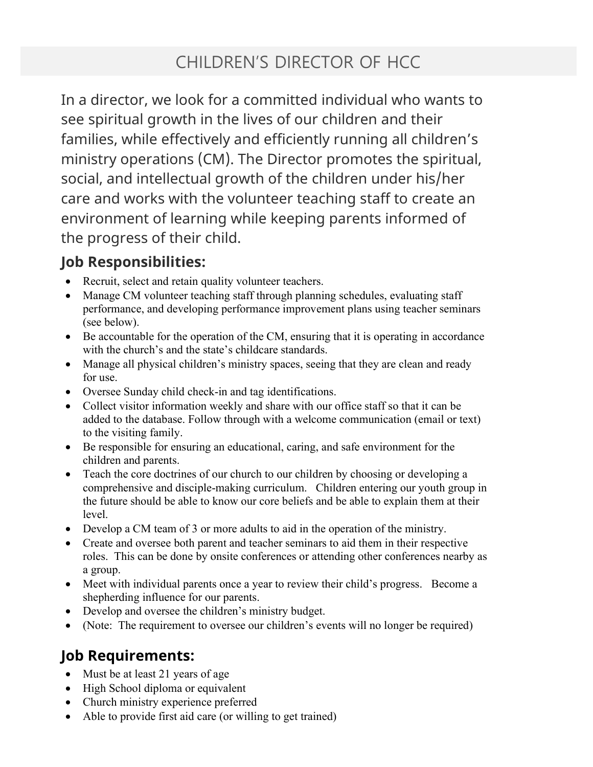# CHILDREN'S DIRECTOR OF HCC

In a director, we look for a committed individual who wants to see spiritual growth in the lives of our children and their families, while effectively and efficiently running all children's ministry operations (CM). The Director promotes the spiritual, social, and intellectual growth of the children under his/her care and works with the volunteer teaching staff to create an environment of learning while keeping parents informed of the progress of their child.

## Job Responsibilities:

- Recruit, select and retain quality volunteer teachers.
- Manage CM volunteer teaching staff through planning schedules, evaluating staff performance, and developing performance improvement plans using teacher seminars (see below).
- Be accountable for the operation of the CM, ensuring that it is operating in accordance with the church's and the state's childcare standards.
- Manage all physical children's ministry spaces, seeing that they are clean and ready for use.
- Oversee Sunday child check-in and tag identifications.
- Collect visitor information weekly and share with our office staff so that it can be added to the database. Follow through with a welcome communication (email or text) to the visiting family.
- Be responsible for ensuring an educational, caring, and safe environment for the children and parents.
- Teach the core doctrines of our church to our children by choosing or developing a comprehensive and disciple-making curriculum. Children entering our youth group in the future should be able to know our core beliefs and be able to explain them at their level.
- Develop a CM team of 3 or more adults to aid in the operation of the ministry.
- Create and oversee both parent and teacher seminars to aid them in their respective roles. This can be done by onsite conferences or attending other conferences nearby as a group.
- Meet with individual parents once a year to review their child's progress. Become a shepherding influence for our parents.
- Develop and oversee the children's ministry budget.
- (Note: The requirement to oversee our children's events will no longer be required)

## Job Requirements:

- Must be at least 21 years of age
- High School diploma or equivalent
- Church ministry experience preferred
- Able to provide first aid care (or willing to get trained)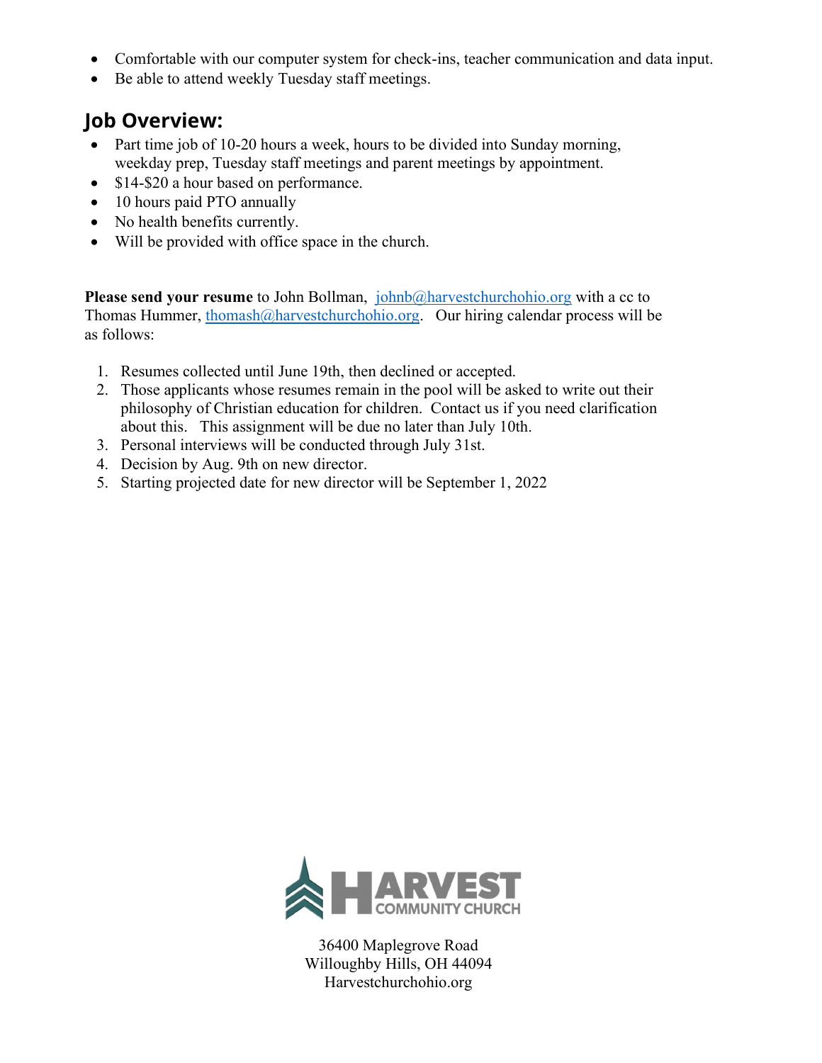- Comfortable with our computer system for check-ins, teacher communication and data input.
- Be able to attend weekly Tuesday staff meetings.

## Job Overview:

- Part time job of 10-20 hours a week, hours to be divided into Sunday morning, weekday prep, Tuesday staff meetings and parent meetings by appointment.
- $14-$20 a hour based on performance.
- 10 hours paid PTO annually
- No health benefits currently.
- Will be provided with office space in the church.

**Please send your resume** to John Bollman, johnb@harvestchurchohio.org with a cc to Thomas Hummer, thomash@harvestchurchohio.org. Our hiring calendar process will be as follows:

1. Resumes collected until June 19th, then declined or accepted.
2. Those applicants whose resumes remain in the pool will be asked to write out their philosophy of Christian education for children. Contact us if you need clarification about this. This assignment will be due no later than July 10th.
3. Personal interviews will be conducted through July 31st.
4. Decision by Aug. 9th on new director.
5. Starting projected date for new director will be September 1, 2022

HARVEST COMMUNITY CHURCH

36400 Maplegrove Road
Willoughby Hills, OH 44094
Harvestchurchohio.org